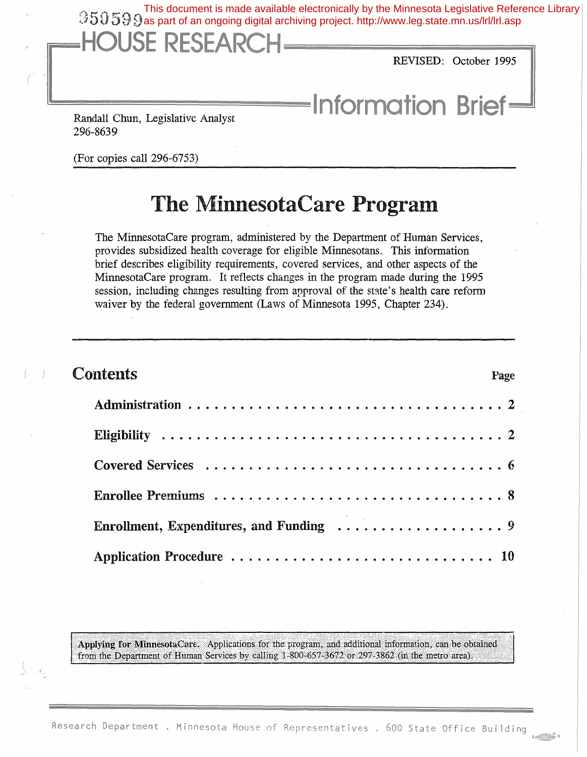950599 This document is made available electronically by the Minnesota Legislative Reference Library as part of an ongoing digital archiving project. http://www.leg.state.mn.us/lrl/lrl.asp

# HOUSE RESEARCH

REVISED: October 1995

## Information Brief

Randall Chun, Legislative Analyst
296-8639

(For copies call 296-6753)

# The MinnesotaCare Program

The MinnesotaCare program, administered by the Department of Human Services, provides subsidized health coverage for eligible Minnesotans. This information brief describes eligibility requirements, covered services, and other aspects of the MinnesotaCare program. It reflects changes in the program made during the 1995 session, including changes resulting from approval of the state's health care reform waiver by the federal government (Laws of Minnesota 1995, Chapter 234).

## Contents

| | Page |
|---|---|
| **Administration** | 2 |
| **Eligibility** | 2 |
| **Covered Services** | 6 |
| **Enrollee Premiums** | 8 |
| **Enrollment, Expenditures, and Funding** | 9 |
| **Application Procedure** | 10 |

**Applying for MinnesotaCare.** Applications for the program, and additional information, can be obtained from the Department of Human Services by calling 1-800-657-3672 or 297-3862 (in the metro area).

Research Department . Minnesota House of Representatives . 600 State Office Building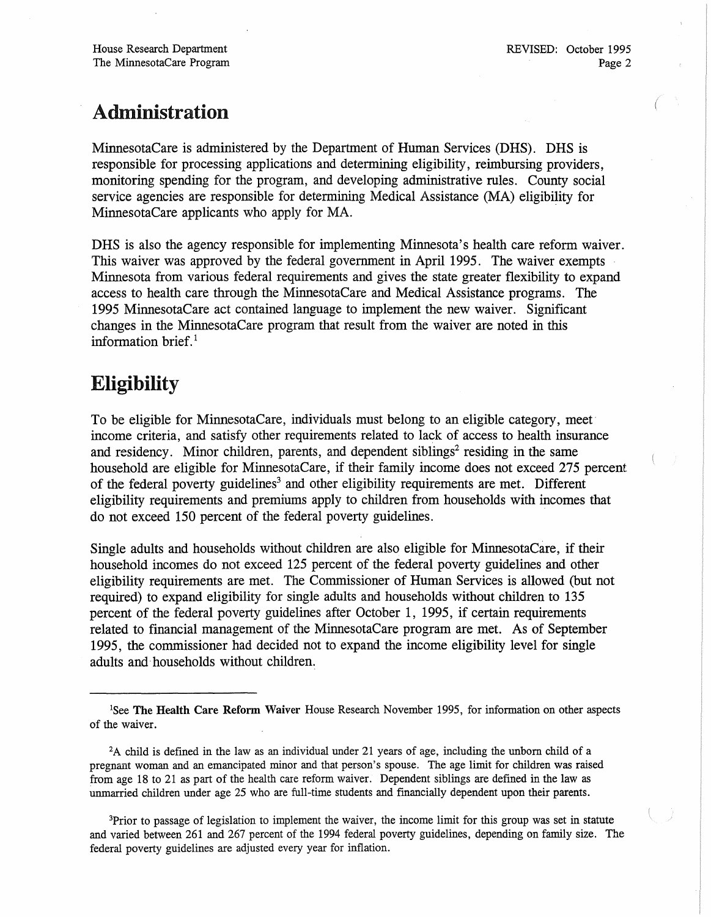## Administration

MinnesotaCare is administered by the Department of Human Services (DHS). DHS is responsible for processing applications and determining eligibility, reimbursing providers, monitoring spending for the program, and developing administrative rules. County social service agencies are responsible for determining Medical Assistance (MA) eligibility for MinnesotaCare applicants who apply for MA.

DHS is also the agency responsible for implementing Minnesota's health care reform waiver. This waiver was approved by the federal government in April 1995. The waiver exempts Minnesota from various federal requirements and gives the state greater flexibility to expand access to health care through the MinnesotaCare and Medical Assistance programs. The 1995 MinnesotaCare act contained language to implement the new waiver. Significant changes in the MinnesotaCare program that result from the waiver are noted in this information brief.[1]

## Eligibility

To be eligible for MinnesotaCare, individuals must belong to an eligible category, meet income criteria, and satisfy other requirements related to lack of access to health insurance and residency. Minor children, parents, and dependent siblings[2] residing in the same household are eligible for MinnesotaCare, if their family income does not exceed 275 percent of the federal poverty guidelines[3] and other eligibility requirements are met. Different eligibility requirements and premiums apply to children from households with incomes that do not exceed 150 percent of the federal poverty guidelines.

Single adults and households without children are also eligible for MinnesotaCare, if their household incomes do not exceed 125 percent of the federal poverty guidelines and other eligibility requirements are met. The Commissioner of Human Services is allowed (but not required) to expand eligibility for single adults and households without children to 135 percent of the federal poverty guidelines after October 1, 1995, if certain requirements related to financial management of the MinnesotaCare program are met. As of September 1995, the commissioner had decided not to expand the income eligibility level for single adults and households without children.

---

[1] See **The Health Care Reform Waiver** House Research November 1995, for information on other aspects of the waiver.

[2] A child is defined in the law as an individual under 21 years of age, including the unborn child of a pregnant woman and an emancipated minor and that person's spouse. The age limit for children was raised from age 18 to 21 as part of the health care reform waiver. Dependent siblings are defined in the law as unmarried children under age 25 who are full-time students and financially dependent upon their parents.

[3] Prior to passage of legislation to implement the waiver, the income limit for this group was set in statute and varied between 261 and 267 percent of the 1994 federal poverty guidelines, depending on family size. The federal poverty guidelines are adjusted every year for inflation.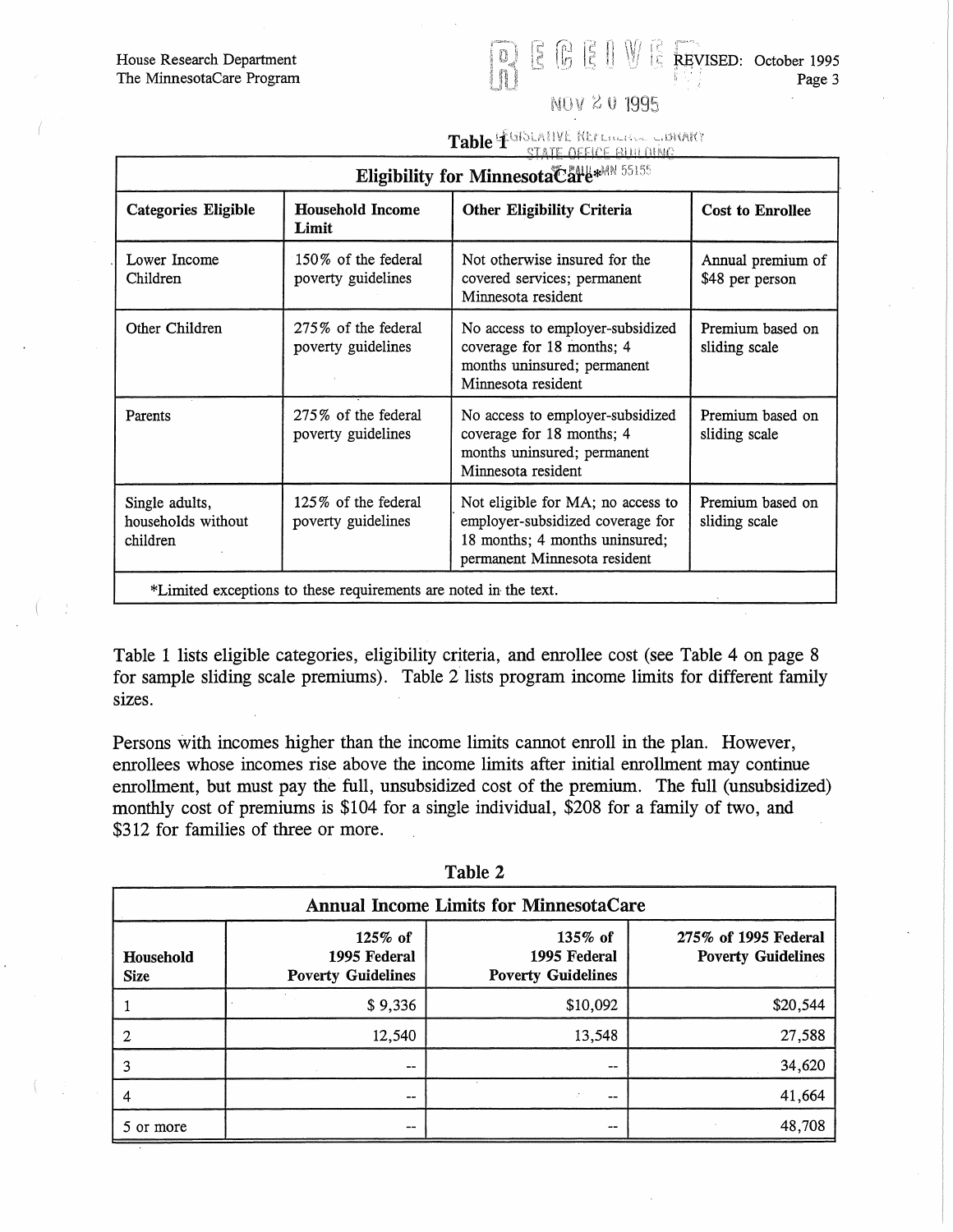**Table 1**

| Eligibility for MinnesotaCare* | | | |
|---|---|---|---|
| **Categories Eligible** | **Household Income Limit** | **Other Eligibility Criteria** | **Cost to Enrollee** |
| Lower Income Children | 150% of the federal poverty guidelines | Not otherwise insured for the covered services; permanent Minnesota resident | Annual premium of $48 per person |
| Other Children | 275% of the federal poverty guidelines | No access to employer-subsidized coverage for 18 months; 4 months uninsured; permanent Minnesota resident | Premium based on sliding scale |
| Parents | 275% of the federal poverty guidelines | No access to employer-subsidized coverage for 18 months; 4 months uninsured; permanent Minnesota resident | Premium based on sliding scale |
| Single adults, households without children | 125% of the federal poverty guidelines | Not eligible for MA; no access to employer-subsidized coverage for 18 months; 4 months uninsured; permanent Minnesota resident | Premium based on sliding scale |

*Limited exceptions to these requirements are noted in the text.

Table 1 lists eligible categories, eligibility criteria, and enrollee cost (see Table 4 on page 8 for sample sliding scale premiums). Table 2 lists program income limits for different family sizes.

Persons with incomes higher than the income limits cannot enroll in the plan. However, enrollees whose incomes rise above the income limits after initial enrollment may continue enrollment, but must pay the full, unsubsidized cost of the premium. The full (unsubsidized) monthly cost of premiums is $104 for a single individual, $208 for a family of two, and $312 for families of three or more.

**Table 2**

| Annual Income Limits for MinnesotaCare | | | |
|---|---|---|---|
| **Household Size** | **125% of 1995 Federal Poverty Guidelines** | **135% of 1995 Federal Poverty Guidelines** | **275% of 1995 Federal Poverty Guidelines** |
| 1 | $ 9,336 | $10,092 | $20,544 |
| 2 | 12,540 | 13,548 | 27,588 |
| 3 | -- | -- | 34,620 |
| 4 | -- | -- | 41,664 |
| 5 or more | -- | -- | 48,708 |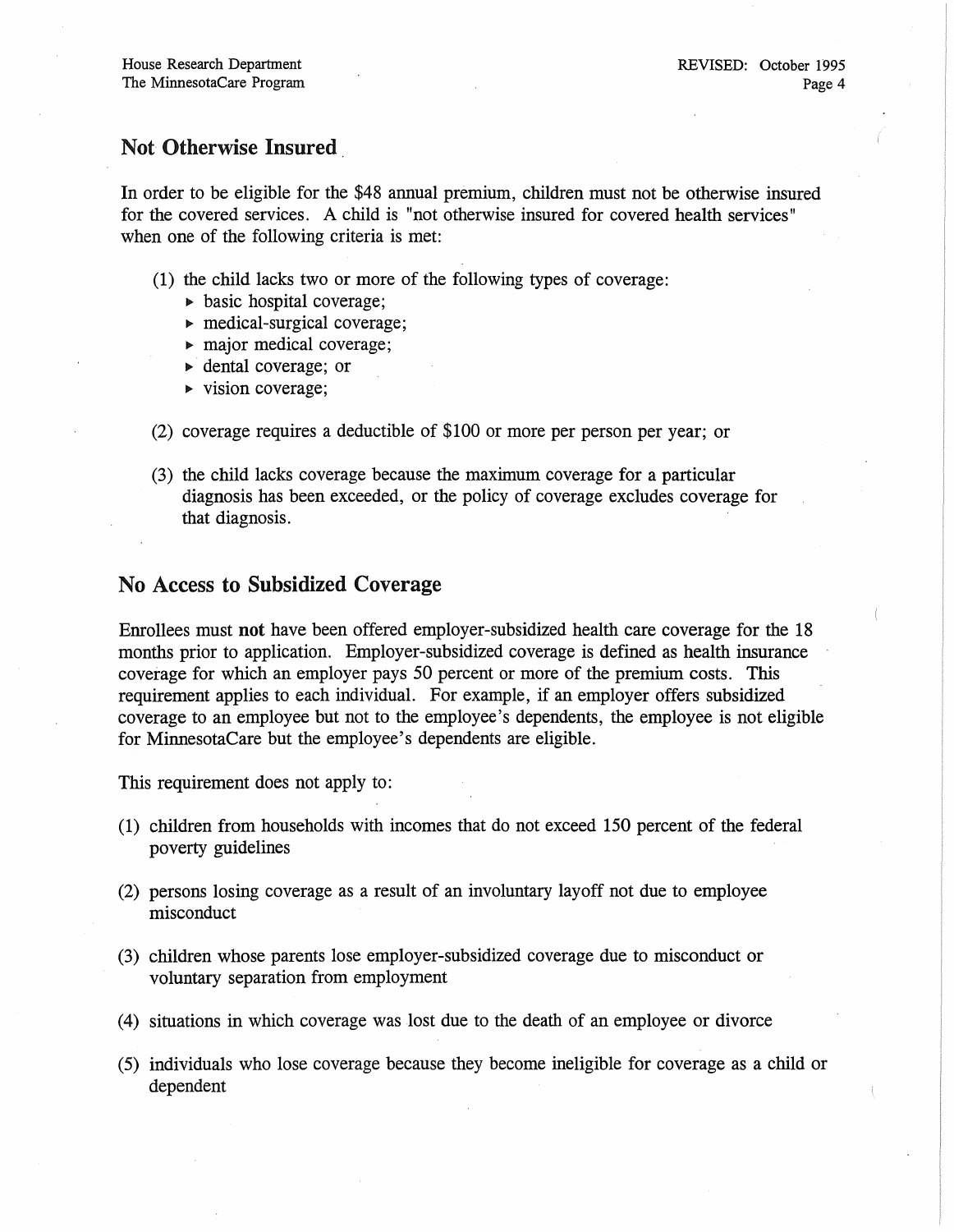## Not Otherwise Insured

In order to be eligible for the $48 annual premium, children must not be otherwise insured for the covered services. A child is "not otherwise insured for covered health services" when one of the following criteria is met:

(1) the child lacks two or more of the following types of coverage:
- basic hospital coverage;
- medical-surgical coverage;
- major medical coverage;
- dental coverage; or
- vision coverage;

(2) coverage requires a deductible of $100 or more per person per year; or

(3) the child lacks coverage because the maximum coverage for a particular diagnosis has been exceeded, or the policy of coverage excludes coverage for that diagnosis.

## No Access to Subsidized Coverage

Enrollees must **not** have been offered employer-subsidized health care coverage for the 18 months prior to application. Employer-subsidized coverage is defined as health insurance coverage for which an employer pays 50 percent or more of the premium costs. This requirement applies to each individual. For example, if an employer offers subsidized coverage to an employee but not to the employee's dependents, the employee is not eligible for MinnesotaCare but the employee's dependents are eligible.

This requirement does not apply to:

(1) children from households with incomes that do not exceed 150 percent of the federal poverty guidelines

(2) persons losing coverage as a result of an involuntary layoff not due to employee misconduct

(3) children whose parents lose employer-subsidized coverage due to misconduct or voluntary separation from employment

(4) situations in which coverage was lost due to the death of an employee or divorce

(5) individuals who lose coverage because they become ineligible for coverage as a child or dependent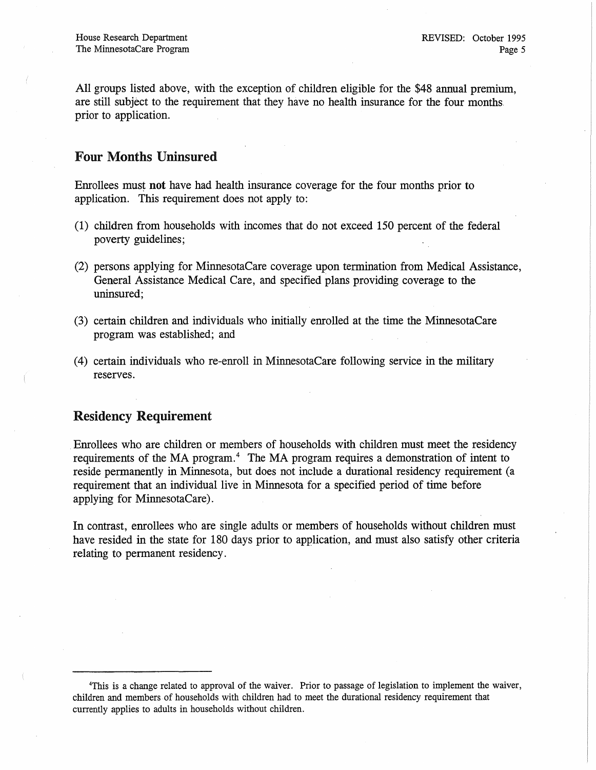All groups listed above, with the exception of children eligible for the $48 annual premium, are still subject to the requirement that they have no health insurance for the four months prior to application.

## Four Months Uninsured

Enrollees must **not** have had health insurance coverage for the four months prior to application. This requirement does not apply to:

(1) children from households with incomes that do not exceed 150 percent of the federal poverty guidelines;

(2) persons applying for MinnesotaCare coverage upon termination from Medical Assistance, General Assistance Medical Care, and specified plans providing coverage to the uninsured;

(3) certain children and individuals who initially enrolled at the time the MinnesotaCare program was established; and

(4) certain individuals who re-enroll in MinnesotaCare following service in the military reserves.

## Residency Requirement

Enrollees who are children or members of households with children must meet the residency requirements of the MA program.[4] The MA program requires a demonstration of intent to reside permanently in Minnesota, but does not include a durational residency requirement (a requirement that an individual live in Minnesota for a specified period of time before applying for MinnesotaCare).

In contrast, enrollees who are single adults or members of households without children must have resided in the state for 180 days prior to application, and must also satisfy other criteria relating to permanent residency.

---

[4]This is a change related to approval of the waiver. Prior to passage of legislation to implement the waiver, children and members of households with children had to meet the durational residency requirement that currently applies to adults in households without children.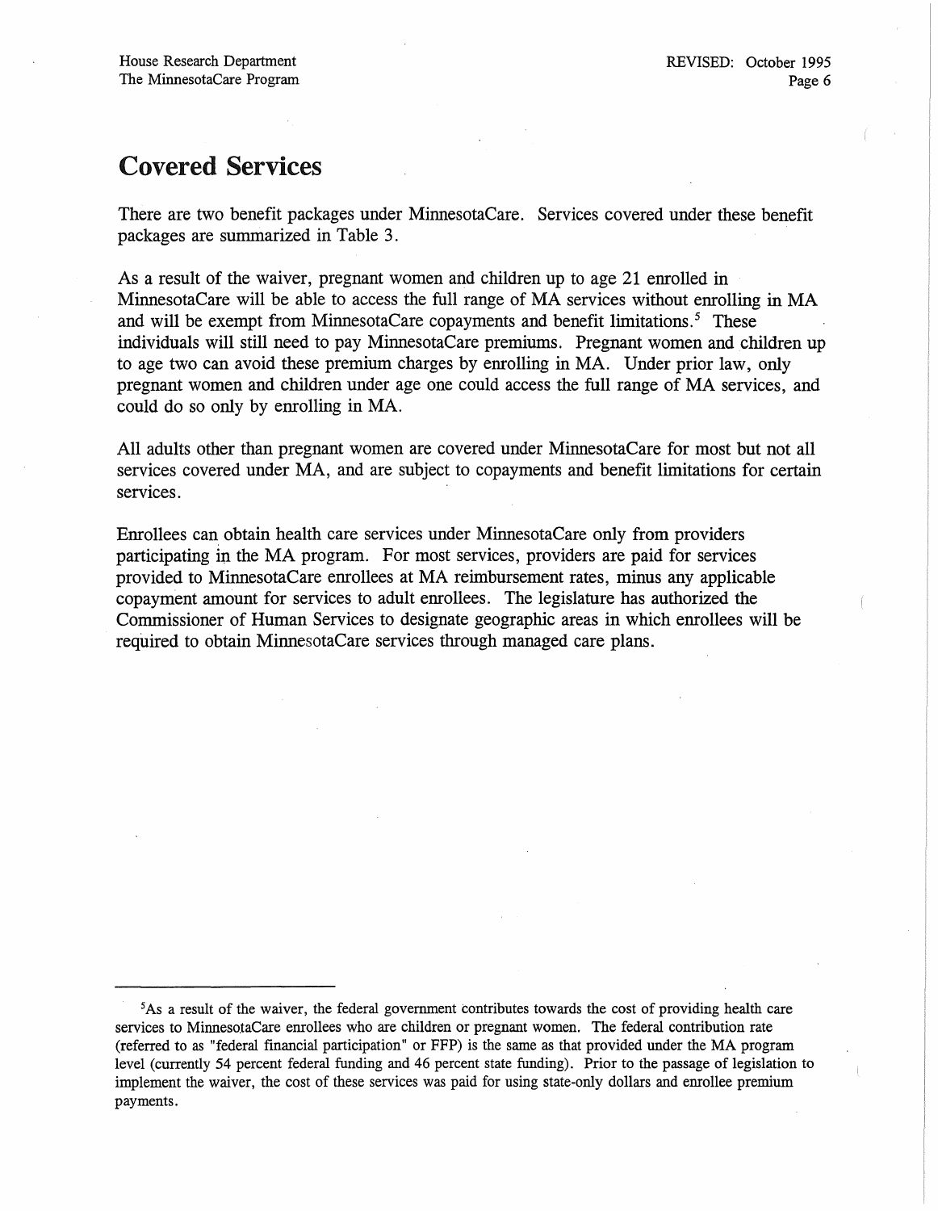## Covered Services

There are two benefit packages under MinnesotaCare. Services covered under these benefit packages are summarized in Table 3.

As a result of the waiver, pregnant women and children up to age 21 enrolled in MinnesotaCare will be able to access the full range of MA services without enrolling in MA and will be exempt from MinnesotaCare copayments and benefit limitations.[5] These individuals will still need to pay MinnesotaCare premiums. Pregnant women and children up to age two can avoid these premium charges by enrolling in MA. Under prior law, only pregnant women and children under age one could access the full range of MA services, and could do so only by enrolling in MA.

All adults other than pregnant women are covered under MinnesotaCare for most but not all services covered under MA, and are subject to copayments and benefit limitations for certain services.

Enrollees can obtain health care services under MinnesotaCare only from providers participating in the MA program. For most services, providers are paid for services provided to MinnesotaCare enrollees at MA reimbursement rates, minus any applicable copayment amount for services to adult enrollees. The legislature has authorized the Commissioner of Human Services to designate geographic areas in which enrollees will be required to obtain MinnesotaCare services through managed care plans.

---

[5] As a result of the waiver, the federal government contributes towards the cost of providing health care services to MinnesotaCare enrollees who are children or pregnant women. The federal contribution rate (referred to as "federal financial participation" or FFP) is the same as that provided under the MA program level (currently 54 percent federal funding and 46 percent state funding). Prior to the passage of legislation to implement the waiver, the cost of these services was paid for using state-only dollars and enrollee premium payments.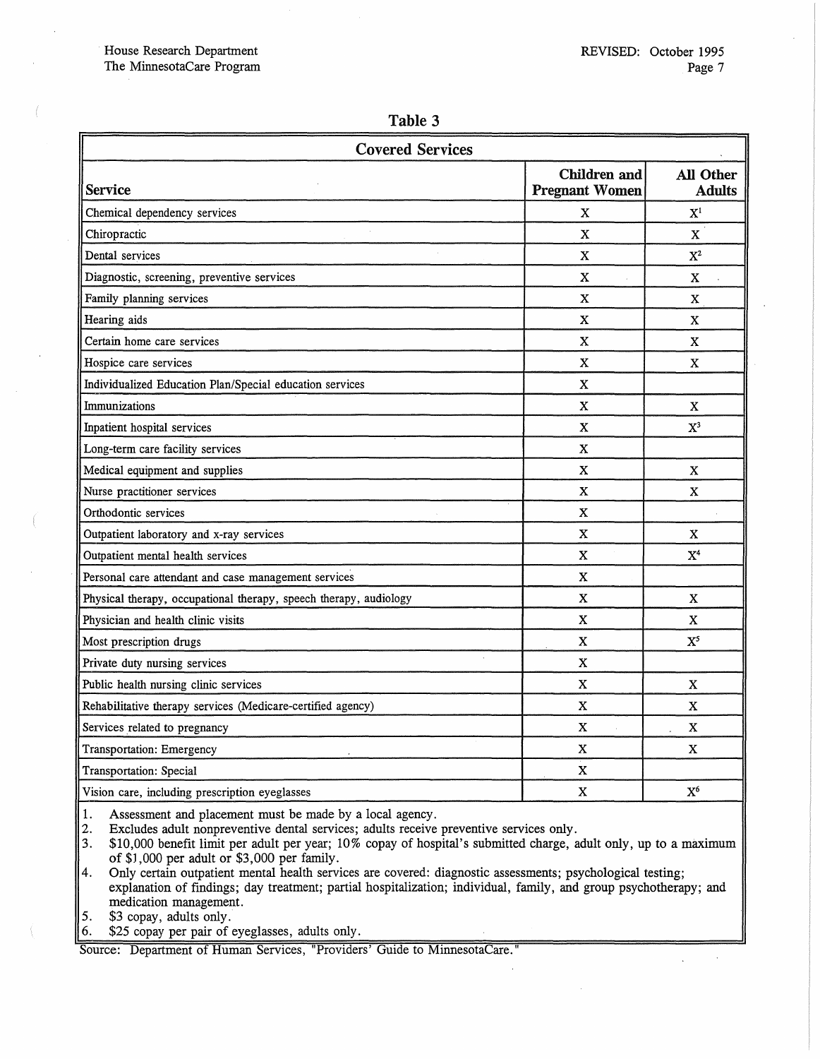## Table 3

| Covered Services | | |
|---|---|---|
| **Service** | **Children and Pregnant Women** | **All Other Adults** |
| Chemical dependency services | X | X[1] |
| Chiropractic | X | X |
| Dental services | X | X[2] |
| Diagnostic, screening, preventive services | X | X |
| Family planning services | X | X |
| Hearing aids | X | X |
| Certain home care services | X | X |
| Hospice care services | X | X |
| Individualized Education Plan/Special education services | X | |
| Immunizations | X | X |
| Inpatient hospital services | X | X[3] |
| Long-term care facility services | X | |
| Medical equipment and supplies | X | X |
| Nurse practitioner services | X | X |
| Orthodontic services | X | |
| Outpatient laboratory and x-ray services | X | X |
| Outpatient mental health services | X | X[4] |
| Personal care attendant and case management services | X | |
| Physical therapy, occupational therapy, speech therapy, audiology | X | X |
| Physician and health clinic visits | X | X |
| Most prescription drugs | X | X[5] |
| Private duty nursing services | X | |
| Public health nursing clinic services | X | X |
| Rehabilitative therapy services (Medicare-certified agency) | X | X |
| Services related to pregnancy | X | X |
| Transportation: Emergency | X | X |
| Transportation: Special | X | |
| Vision care, including prescription eyeglasses | X | X[6] |

1. Assessment and placement must be made by a local agency.
2. Excludes adult nonpreventive dental services; adults receive preventive services only.
3. $10,000 benefit limit per adult per year; 10% copay of hospital's submitted charge, adult only, up to a maximum of $1,000 per adult or $3,000 per family.
4. Only certain outpatient mental health services are covered: diagnostic assessments; psychological testing; explanation of findings; day treatment; partial hospitalization; individual, family, and group psychotherapy; and medication management.
5. $3 copay, adults only.
6. $25 copay per pair of eyeglasses, adults only.

Source: Department of Human Services, "Providers' Guide to MinnesotaCare."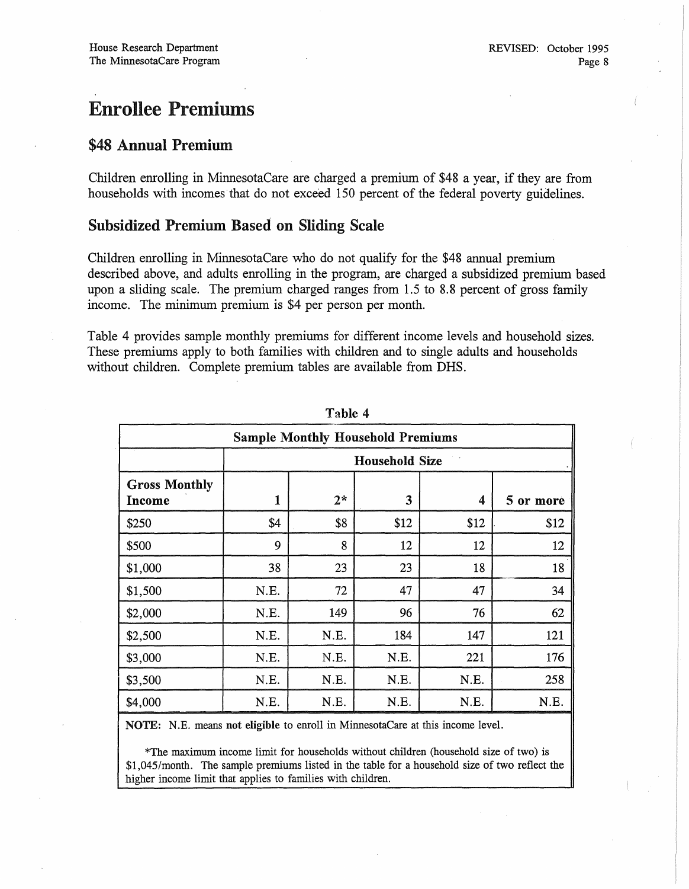# Enrollee Premiums

## $48 Annual Premium

Children enrolling in MinnesotaCare are charged a premium of $48 a year, if they are from households with incomes that do not exceed 150 percent of the federal poverty guidelines.

## Subsidized Premium Based on Sliding Scale

Children enrolling in MinnesotaCare who do not qualify for the $48 annual premium described above, and adults enrolling in the program, are charged a subsidized premium based upon a sliding scale. The premium charged ranges from 1.5 to 8.8 percent of gross family income. The minimum premium is $4 per person per month.

Table 4 provides sample monthly premiums for different income levels and household sizes. These premiums apply to both families with children and to single adults and households without children. Complete premium tables are available from DHS.

Table 4

**Sample Monthly Household Premiums**

| | **Household Size** | | | | |
|---|---|---|---|---|---|
| **Gross Monthly Income** | **1** | **2*** | **3** | **4** | **5 or more** |
| $250 | $4 | $8 | $12 | $12 | $12 |
| $500 | 9 | 8 | 12 | 12 | 12 |
| $1,000 | 38 | 23 | 23 | 18 | 18 |
| $1,500 | N.E. | 72 | 47 | 47 | 34 |
| $2,000 | N.E. | 149 | 96 | 76 | 62 |
| $2,500 | N.E. | N.E. | 184 | 147 | 121 |
| $3,000 | N.E. | N.E. | N.E. | 221 | 176 |
| $3,500 | N.E. | N.E. | N.E. | N.E. | 258 |
| $4,000 | N.E. | N.E. | N.E. | N.E. | N.E. |

**NOTE:** N.E. means **not eligible** to enroll in MinnesotaCare at this income level.

*The maximum income limit for households without children (household size of two) is $1,045/month. The sample premiums listed in the table for a household size of two reflect the higher income limit that applies to families with children.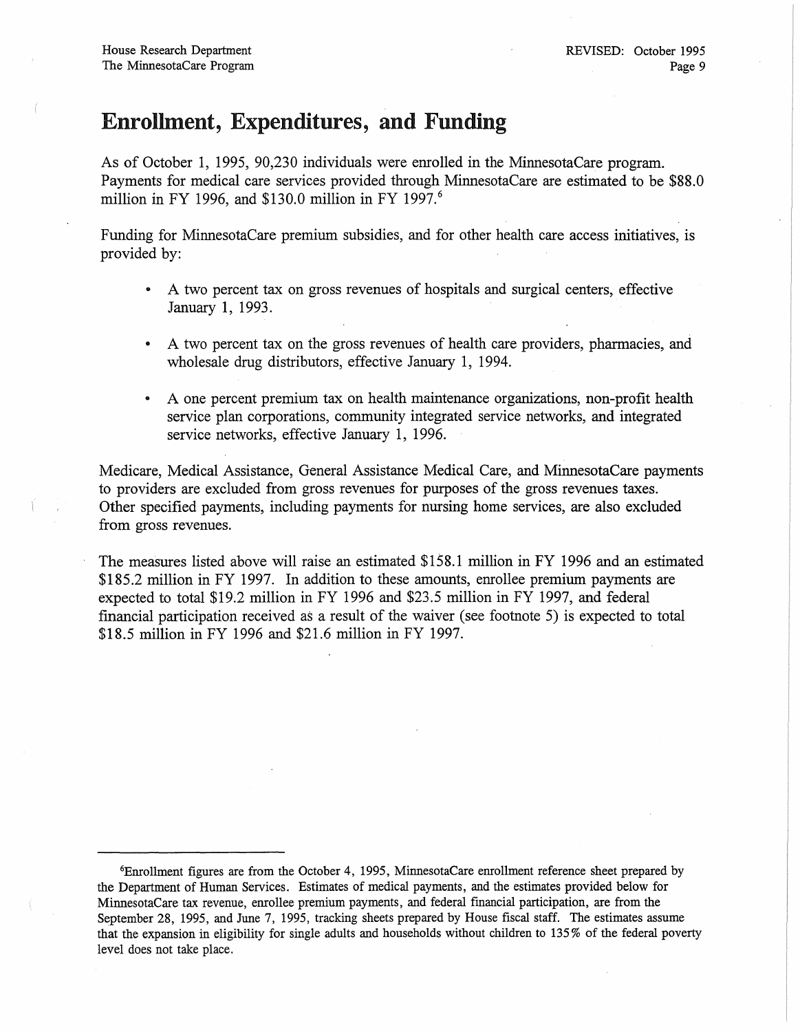# Enrollment, Expenditures, and Funding

As of October 1, 1995, 90,230 individuals were enrolled in the MinnesotaCare program. Payments for medical care services provided through MinnesotaCare are estimated to be $88.0 million in FY 1996, and $130.0 million in FY 1997.[6]

Funding for MinnesotaCare premium subsidies, and for other health care access initiatives, is provided by:

- A two percent tax on gross revenues of hospitals and surgical centers, effective January 1, 1993.
- A two percent tax on the gross revenues of health care providers, pharmacies, and wholesale drug distributors, effective January 1, 1994.
- A one percent premium tax on health maintenance organizations, non-profit health service plan corporations, community integrated service networks, and integrated service networks, effective January 1, 1996.

Medicare, Medical Assistance, General Assistance Medical Care, and MinnesotaCare payments to providers are excluded from gross revenues for purposes of the gross revenues taxes. Other specified payments, including payments for nursing home services, are also excluded from gross revenues.

The measures listed above will raise an estimated $158.1 million in FY 1996 and an estimated $185.2 million in FY 1997. In addition to these amounts, enrollee premium payments are expected to total $19.2 million in FY 1996 and $23.5 million in FY 1997, and federal financial participation received as a result of the waiver (see footnote 5) is expected to total $18.5 million in FY 1996 and $21.6 million in FY 1997.

---

[6] Enrollment figures are from the October 4, 1995, MinnesotaCare enrollment reference sheet prepared by the Department of Human Services. Estimates of medical payments, and the estimates provided below for MinnesotaCare tax revenue, enrollee premium payments, and federal financial participation, are from the September 28, 1995, and June 7, 1995, tracking sheets prepared by House fiscal staff. The estimates assume that the expansion in eligibility for single adults and households without children to 135% of the federal poverty level does not take place.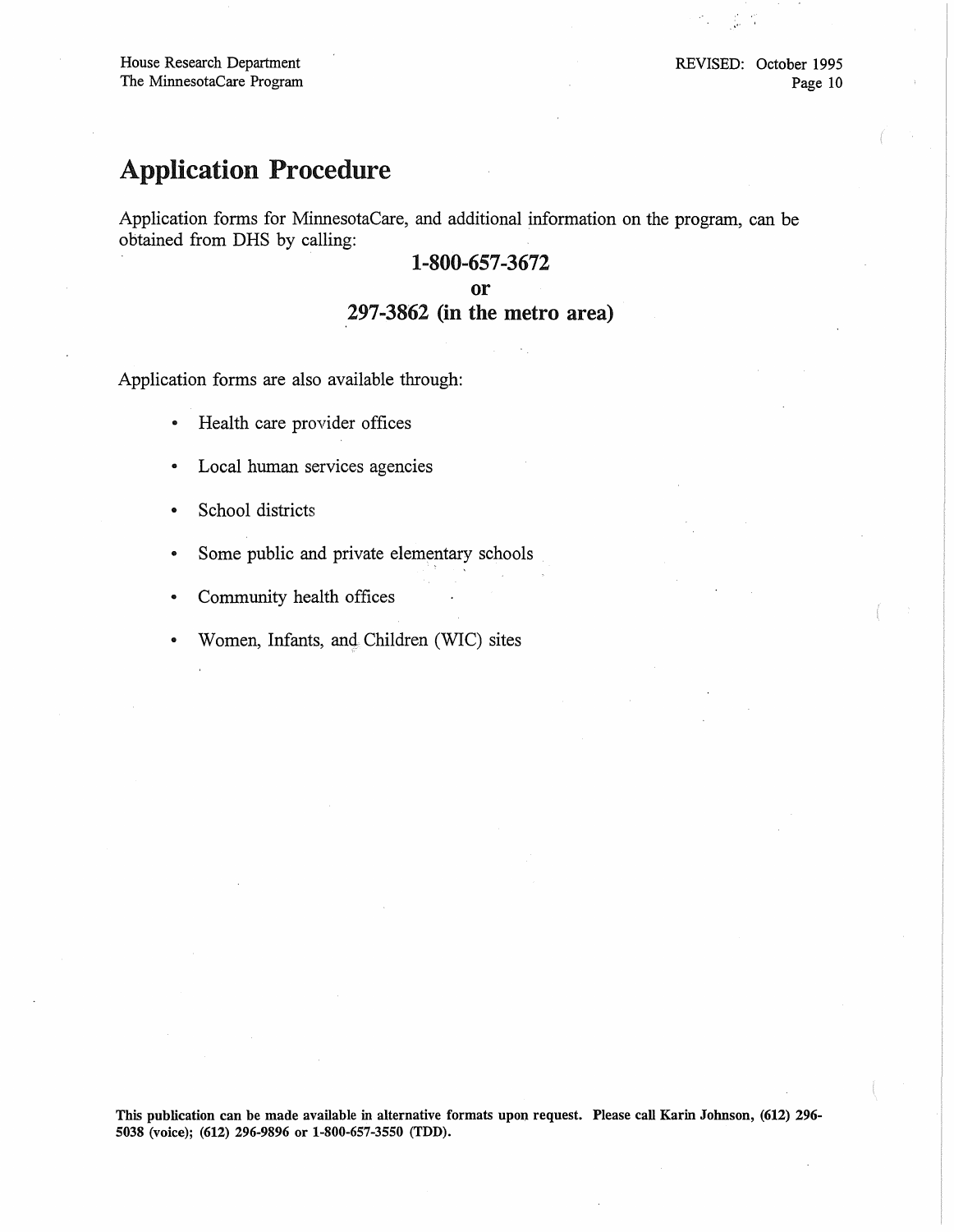# Application Procedure

Application forms for MinnesotaCare, and additional information on the program, can be obtained from DHS by calling:

**1-800-657-3672**

**or**

**297-3862 (in the metro area)**

Application forms are also available through:

- Health care provider offices
- Local human services agencies
- School districts
- Some public and private elementary schools
- Community health offices
- Women, Infants, and Children (WIC) sites

**This publication can be made available in alternative formats upon request. Please call Karin Johnson, (612) 296-5038 (voice); (612) 296-9896 or 1-800-657-3550 (TDD).**